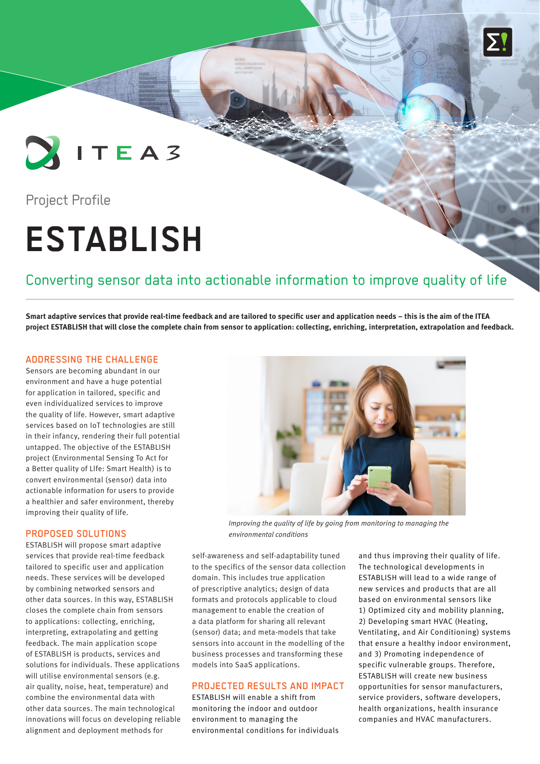ITEA 3

Project Profile

# ESTABLISH

## Converting sensor data into actionable information to improve quality of life

**Smart adaptive services that provide real-time feedback and are tailored to specific user and application needs – this is the aim of the ITEA project ESTABLISH that will close the complete chain from sensor to application: collecting, enriching, interpretation, extrapolation and feedback.**

### ADDRESSING THE CHALLENGE

Sensors are becoming abundant in our environment and have a huge potential for application in tailored, specific and even individualized services to improve the quality of life. However, smart adaptive services based on IoT technologies are still in their infancy, rendering their full potential untapped. The objective of the ESTABLISH project (Environmental Sensing To Act for a Better quality of LIfe: Smart Health) is to convert environmental (sensor) data into actionable information for users to provide a healthier and safer environment, thereby improving their quality of life.

*Improving the quality of life by going from monitoring to managing the environmental conditions*

### PROPOSED SOLUTIONS

ESTABLISH will propose smart adaptive services that provide real-time feedback tailored to specific user and application needs. These services will be developed by combining networked sensors and other data sources. In this way, ESTABLISH closes the complete chain from sensors to applications: collecting, enriching, interpreting, extrapolating and getting feedback. The main application scope of ESTABLISH is products, services and solutions for individuals. These applications will utilise environmental sensors (e.g. air quality, noise, heat, temperature) and combine the environmental data with other data sources. The main technological innovations will focus on developing reliable alignment and deployment methods for self-awareness and self-adaptability tuned to the specifics of the sensor data collection domain. This includes true application of prescriptive analytics; design of data formats and protocols applicable to cloud management to enable the creation of a data platform for sharing all relevant (sensor) data; and meta-models that take sensors into account in the modelling of the business processes and transforming these models into SaaS applications.

### PROJECTED RESULTS AND IMPACT

ESTABLISH will enable a shift from monitoring the indoor and outdoor environment to managing the environmental conditions for individuals and thus improving their quality of life. The technological developments in ESTABLISH will lead to a wide range of new services and products that are all based on environmental sensors like 1) Optimized city and mobility planning, 2) Developing smart HVAC (Heating, Ventilating, and Air Conditioning) systems that ensure a healthy indoor environment, and 3) Promoting independence of specific vulnerable groups. Therefore, ESTABLISH will create new business opportunities for sensor manufacturers, service providers, software developers, health organizations, health insurance companies and HVAC manufacturers.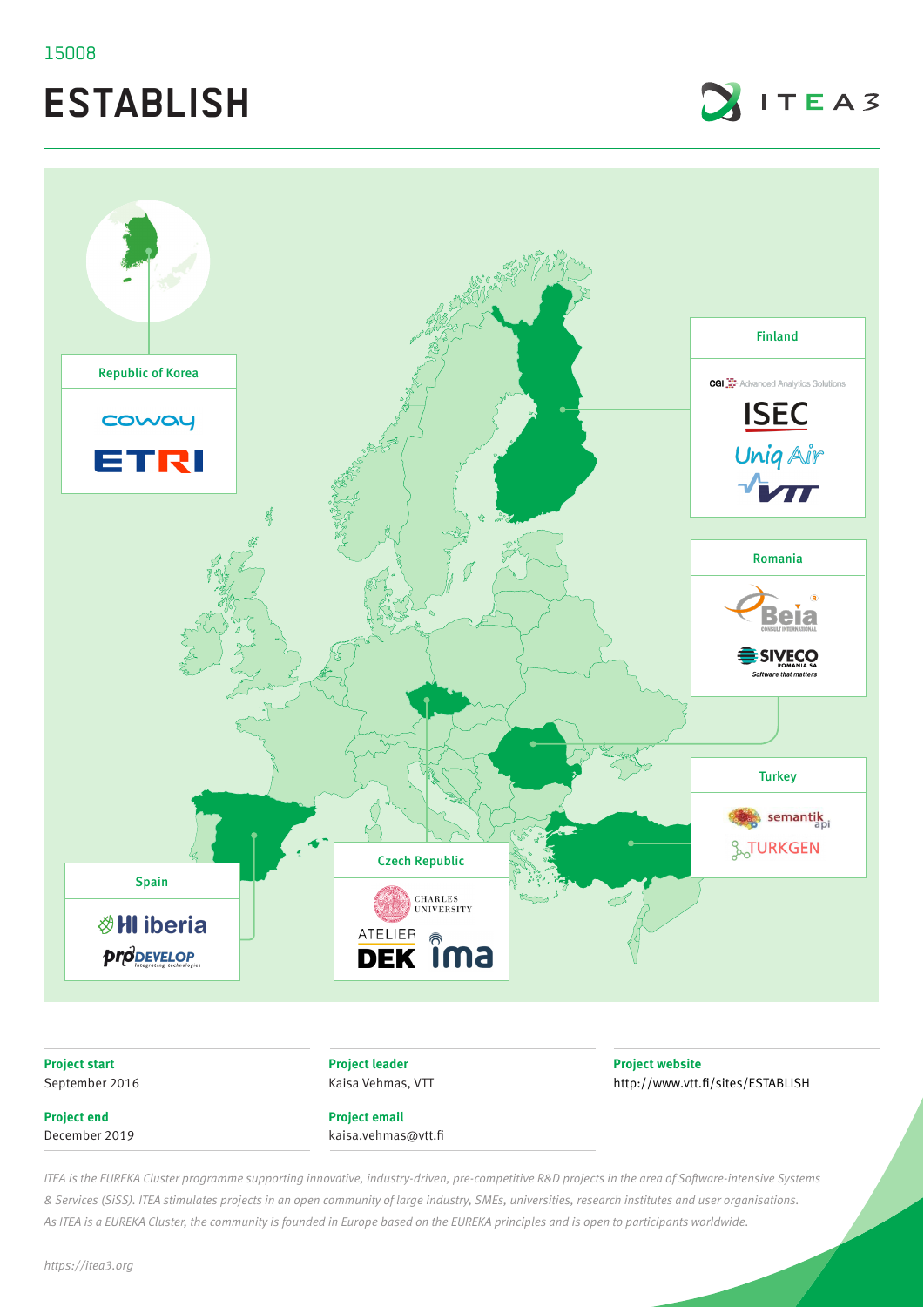15008

# ESTABLISH

ITEA3

**Republic of Korea**

coway
ETRI

**Finland**

CGI Advanced Analytics Solutions
ISEC
Uniq Air
VTT

**Romania**

Beia Consult International
SIVECO Romania SA – Software that matters

**Turkey**

semantik api
TURKGEN

**Spain**

iberia
prodevelop – Integrating technologies

**Czech Republic**

Charles University
Atelier DEK
ima

**Project start**
September 2016

**Project end**
December 2019

**Project leader**
Kaisa Vehmas, VTT

**Project email**
kaisa.vehmas@vtt.fi

**Project website**
http://www.vtt.fi/sites/ESTABLISH

*ITEA is the EUREKA Cluster programme supporting innovative, industry-driven, pre-competitive R&D projects in the area of Software-intensive Systems & Services (SiSS). ITEA stimulates projects in an open community of large industry, SMEs, universities, research institutes and user organisations. As ITEA is a EUREKA Cluster, the community is founded in Europe based on the EUREKA principles and is open to participants worldwide.*

*https://itea3.org*